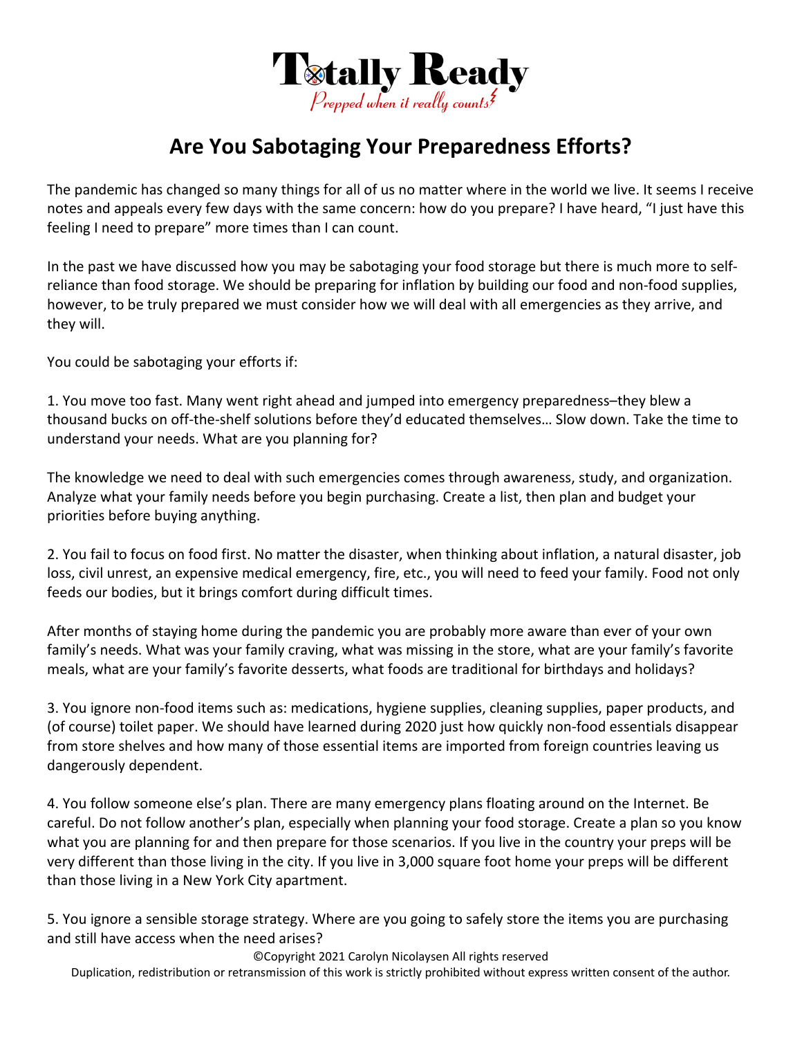# Totally Ready

*Prepped when it really counts*

## Are You Sabotaging Your Preparedness Efforts?

The pandemic has changed so many things for all of us no matter where in the world we live. It seems I receive notes and appeals every few days with the same concern: how do you prepare? I have heard, "I just have this feeling I need to prepare" more times than I can count.

In the past we have discussed how you may be sabotaging your food storage but there is much more to self-reliance than food storage. We should be preparing for inflation by building our food and non-food supplies, however, to be truly prepared we must consider how we will deal with all emergencies as they arrive, and they will.

You could be sabotaging your efforts if:

1. You move too fast. Many went right ahead and jumped into emergency preparedness–they blew a thousand bucks on off-the-shelf solutions before they'd educated themselves… Slow down. Take the time to understand your needs. What are you planning for?

   The knowledge we need to deal with such emergencies comes through awareness, study, and organization. Analyze what your family needs before you begin purchasing. Create a list, then plan and budget your priorities before buying anything.

2. You fail to focus on food first. No matter the disaster, when thinking about inflation, a natural disaster, job loss, civil unrest, an expensive medical emergency, fire, etc., you will need to feed your family. Food not only feeds our bodies, but it brings comfort during difficult times.

   After months of staying home during the pandemic you are probably more aware than ever of your own family's needs. What was your family craving, what was missing in the store, what are your family's favorite meals, what are your family's favorite desserts, what foods are traditional for birthdays and holidays?

3. You ignore non-food items such as: medications, hygiene supplies, cleaning supplies, paper products, and (of course) toilet paper. We should have learned during 2020 just how quickly non-food essentials disappear from store shelves and how many of those essential items are imported from foreign countries leaving us dangerously dependent.

4. You follow someone else's plan. There are many emergency plans floating around on the Internet. Be careful. Do not follow another's plan, especially when planning your food storage. Create a plan so you know what you are planning for and then prepare for those scenarios. If you live in the country your preps will be very different than those living in the city. If you live in 3,000 square foot home your preps will be different than those living in a New York City apartment.

5. You ignore a sensible storage strategy. Where are you going to safely store the items you are purchasing and still have access when the need arises?

©Copyright 2021 Carolyn Nicolaysen All rights reserved
Duplication, redistribution or retransmission of this work is strictly prohibited without express written consent of the author.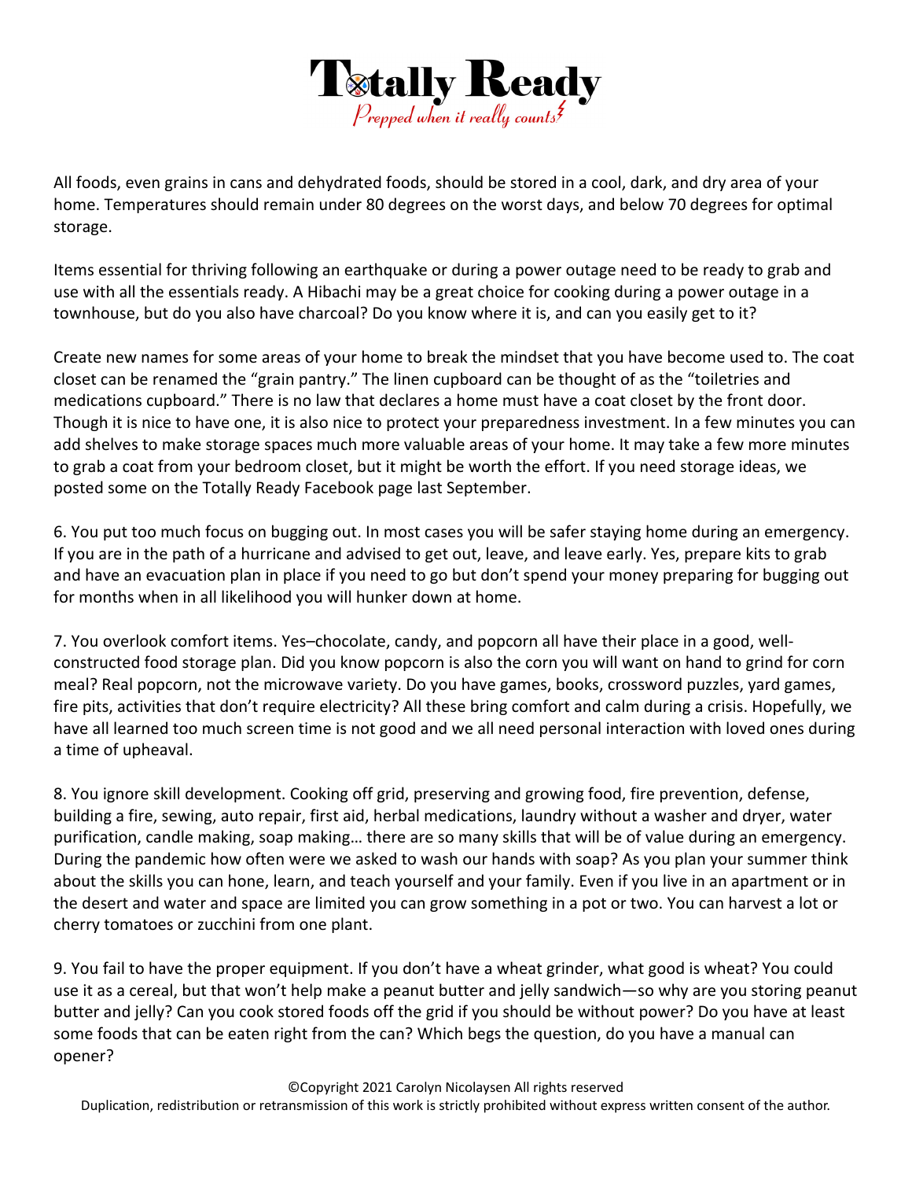All foods, even grains in cans and dehydrated foods, should be stored in a cool, dark, and dry area of your home. Temperatures should remain under 80 degrees on the worst days, and below 70 degrees for optimal storage.

Items essential for thriving following an earthquake or during a power outage need to be ready to grab and use with all the essentials ready. A Hibachi may be a great choice for cooking during a power outage in a townhouse, but do you also have charcoal? Do you know where it is, and can you easily get to it?

Create new names for some areas of your home to break the mindset that you have become used to. The coat closet can be renamed the "grain pantry." The linen cupboard can be thought of as the "toiletries and medications cupboard." There is no law that declares a home must have a coat closet by the front door. Though it is nice to have one, it is also nice to protect your preparedness investment. In a few minutes you can add shelves to make storage spaces much more valuable areas of your home. It may take a few more minutes to grab a coat from your bedroom closet, but it might be worth the effort. If you need storage ideas, we posted some on the Totally Ready Facebook page last September.

6. You put too much focus on bugging out. In most cases you will be safer staying home during an emergency. If you are in the path of a hurricane and advised to get out, leave, and leave early. Yes, prepare kits to grab and have an evacuation plan in place if you need to go but don't spend your money preparing for bugging out for months when in all likelihood you will hunker down at home.

7. You overlook comfort items. Yes–chocolate, candy, and popcorn all have their place in a good, well-constructed food storage plan. Did you know popcorn is also the corn you will want on hand to grind for corn meal? Real popcorn, not the microwave variety. Do you have games, books, crossword puzzles, yard games, fire pits, activities that don't require electricity? All these bring comfort and calm during a crisis. Hopefully, we have all learned too much screen time is not good and we all need personal interaction with loved ones during a time of upheaval.

8. You ignore skill development. Cooking off grid, preserving and growing food, fire prevention, defense, building a fire, sewing, auto repair, first aid, herbal medications, laundry without a washer and dryer, water purification, candle making, soap making… there are so many skills that will be of value during an emergency. During the pandemic how often were we asked to wash our hands with soap? As you plan your summer think about the skills you can hone, learn, and teach yourself and your family. Even if you live in an apartment or in the desert and water and space are limited you can grow something in a pot or two. You can harvest a lot or cherry tomatoes or zucchini from one plant.

9. You fail to have the proper equipment. If you don't have a wheat grinder, what good is wheat? You could use it as a cereal, but that won't help make a peanut butter and jelly sandwich—so why are you storing peanut butter and jelly? Can you cook stored foods off the grid if you should be without power? Do you have at least some foods that can be eaten right from the can? Which begs the question, do you have a manual can opener?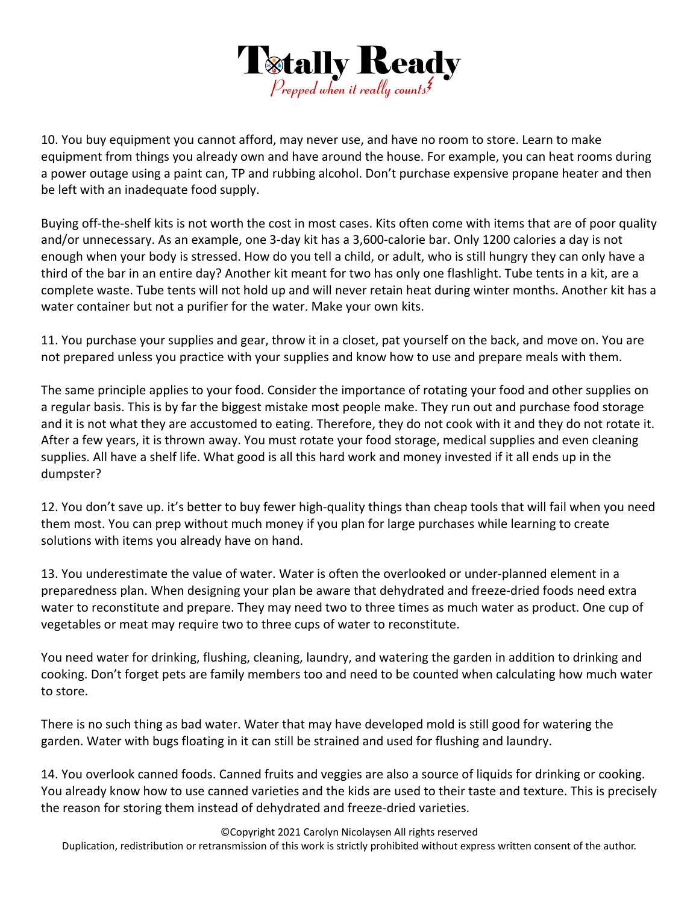10. You buy equipment you cannot afford, may never use, and have no room to store. Learn to make equipment from things you already own and have around the house. For example, you can heat rooms during a power outage using a paint can, TP and rubbing alcohol. Don't purchase expensive propane heater and then be left with an inadequate food supply.

Buying off-the-shelf kits is not worth the cost in most cases. Kits often come with items that are of poor quality and/or unnecessary. As an example, one 3-day kit has a 3,600-calorie bar. Only 1200 calories a day is not enough when your body is stressed. How do you tell a child, or adult, who is still hungry they can only have a third of the bar in an entire day? Another kit meant for two has only one flashlight. Tube tents in a kit, are a complete waste. Tube tents will not hold up and will never retain heat during winter months. Another kit has a water container but not a purifier for the water. Make your own kits.

11. You purchase your supplies and gear, throw it in a closet, pat yourself on the back, and move on. You are not prepared unless you practice with your supplies and know how to use and prepare meals with them.

The same principle applies to your food. Consider the importance of rotating your food and other supplies on a regular basis. This is by far the biggest mistake most people make. They run out and purchase food storage and it is not what they are accustomed to eating. Therefore, they do not cook with it and they do not rotate it. After a few years, it is thrown away. You must rotate your food storage, medical supplies and even cleaning supplies. All have a shelf life. What good is all this hard work and money invested if it all ends up in the dumpster?

12. You don't save up. it's better to buy fewer high-quality things than cheap tools that will fail when you need them most. You can prep without much money if you plan for large purchases while learning to create solutions with items you already have on hand.

13. You underestimate the value of water. Water is often the overlooked or under-planned element in a preparedness plan. When designing your plan be aware that dehydrated and freeze-dried foods need extra water to reconstitute and prepare. They may need two to three times as much water as product. One cup of vegetables or meat may require two to three cups of water to reconstitute.

You need water for drinking, flushing, cleaning, laundry, and watering the garden in addition to drinking and cooking. Don't forget pets are family members too and need to be counted when calculating how much water to store.

There is no such thing as bad water. Water that may have developed mold is still good for watering the garden. Water with bugs floating in it can still be strained and used for flushing and laundry.

14. You overlook canned foods. Canned fruits and veggies are also a source of liquids for drinking or cooking. You already know how to use canned varieties and the kids are used to their taste and texture. This is precisely the reason for storing them instead of dehydrated and freeze-dried varieties.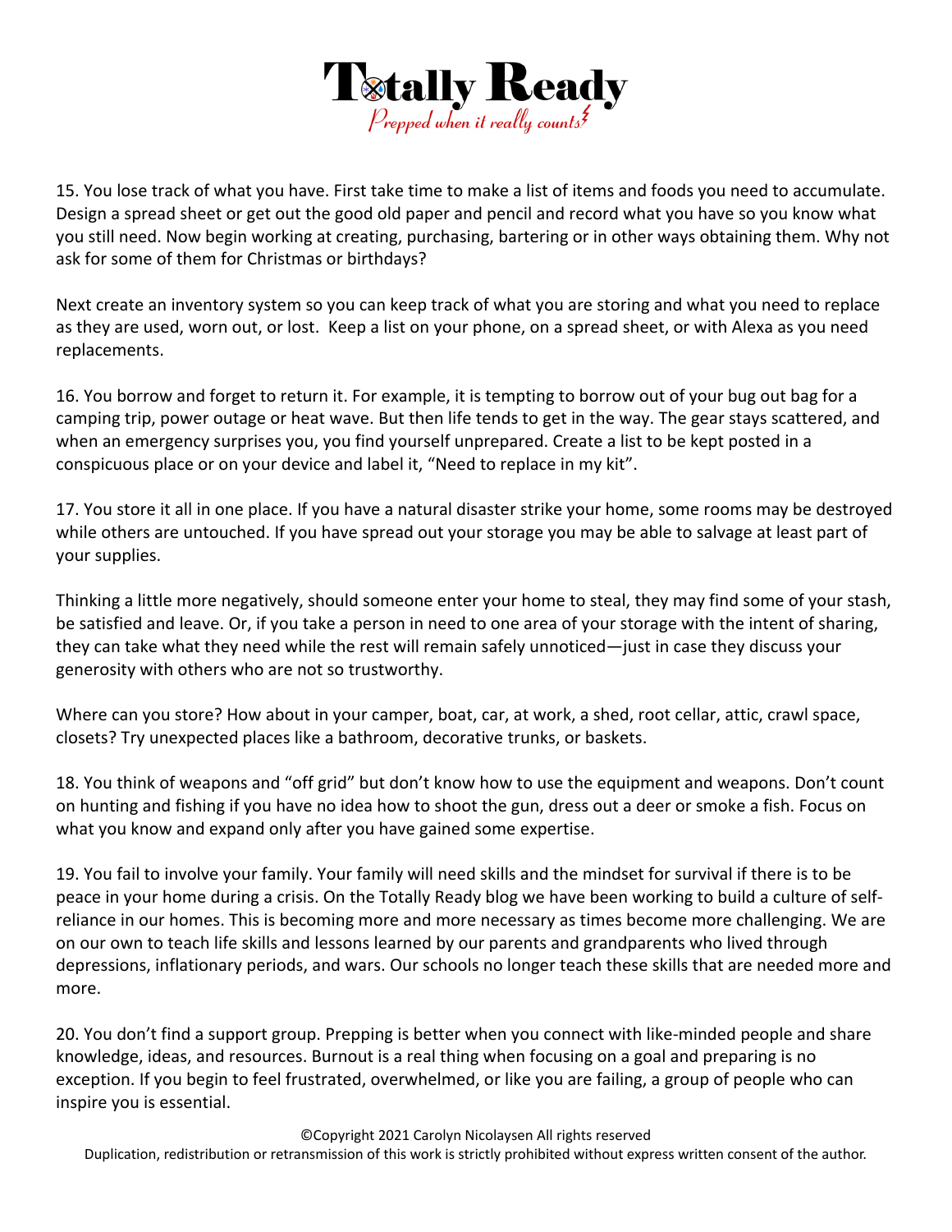15. You lose track of what you have. First take time to make a list of items and foods you need to accumulate. Design a spread sheet or get out the good old paper and pencil and record what you have so you know what you still need. Now begin working at creating, purchasing, bartering or in other ways obtaining them. Why not ask for some of them for Christmas or birthdays?

Next create an inventory system so you can keep track of what you are storing and what you need to replace as they are used, worn out, or lost. Keep a list on your phone, on a spread sheet, or with Alexa as you need replacements.

16. You borrow and forget to return it. For example, it is tempting to borrow out of your bug out bag for a camping trip, power outage or heat wave. But then life tends to get in the way. The gear stays scattered, and when an emergency surprises you, you find yourself unprepared. Create a list to be kept posted in a conspicuous place or on your device and label it, "Need to replace in my kit".

17. You store it all in one place. If you have a natural disaster strike your home, some rooms may be destroyed while others are untouched. If you have spread out your storage you may be able to salvage at least part of your supplies.

Thinking a little more negatively, should someone enter your home to steal, they may find some of your stash, be satisfied and leave. Or, if you take a person in need to one area of your storage with the intent of sharing, they can take what they need while the rest will remain safely unnoticed—just in case they discuss your generosity with others who are not so trustworthy.

Where can you store? How about in your camper, boat, car, at work, a shed, root cellar, attic, crawl space, closets? Try unexpected places like a bathroom, decorative trunks, or baskets.

18. You think of weapons and "off grid" but don't know how to use the equipment and weapons. Don't count on hunting and fishing if you have no idea how to shoot the gun, dress out a deer or smoke a fish. Focus on what you know and expand only after you have gained some expertise.

19. You fail to involve your family. Your family will need skills and the mindset for survival if there is to be peace in your home during a crisis. On the Totally Ready blog we have been working to build a culture of self-reliance in our homes. This is becoming more and more necessary as times become more challenging. We are on our own to teach life skills and lessons learned by our parents and grandparents who lived through depressions, inflationary periods, and wars. Our schools no longer teach these skills that are needed more and more.

20. You don't find a support group. Prepping is better when you connect with like-minded people and share knowledge, ideas, and resources. Burnout is a real thing when focusing on a goal and preparing is no exception. If you begin to feel frustrated, overwhelmed, or like you are failing, a group of people who can inspire you is essential.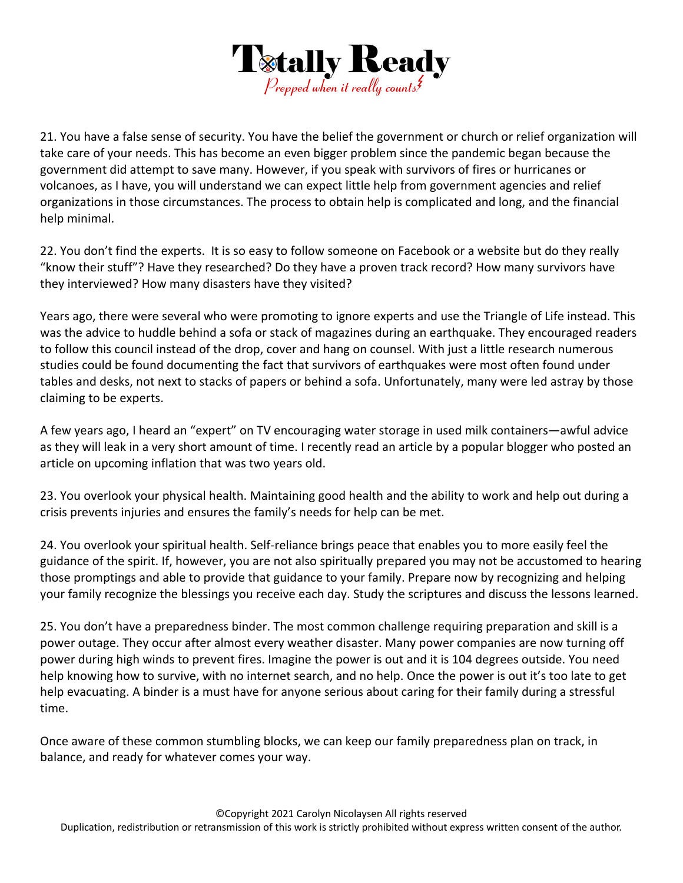21. You have a false sense of security. You have the belief the government or church or relief organization will take care of your needs. This has become an even bigger problem since the pandemic began because the government did attempt to save many. However, if you speak with survivors of fires or hurricanes or volcanoes, as I have, you will understand we can expect little help from government agencies and relief organizations in those circumstances. The process to obtain help is complicated and long, and the financial help minimal.

22. You don't find the experts. It is so easy to follow someone on Facebook or a website but do they really "know their stuff"? Have they researched? Do they have a proven track record? How many survivors have they interviewed? How many disasters have they visited?

Years ago, there were several who were promoting to ignore experts and use the Triangle of Life instead. This was the advice to huddle behind a sofa or stack of magazines during an earthquake. They encouraged readers to follow this council instead of the drop, cover and hang on counsel. With just a little research numerous studies could be found documenting the fact that survivors of earthquakes were most often found under tables and desks, not next to stacks of papers or behind a sofa. Unfortunately, many were led astray by those claiming to be experts.

A few years ago, I heard an "expert" on TV encouraging water storage in used milk containers—awful advice as they will leak in a very short amount of time. I recently read an article by a popular blogger who posted an article on upcoming inflation that was two years old.

23. You overlook your physical health. Maintaining good health and the ability to work and help out during a crisis prevents injuries and ensures the family's needs for help can be met.

24. You overlook your spiritual health. Self-reliance brings peace that enables you to more easily feel the guidance of the spirit. If, however, you are not also spiritually prepared you may not be accustomed to hearing those promptings and able to provide that guidance to your family. Prepare now by recognizing and helping your family recognize the blessings you receive each day. Study the scriptures and discuss the lessons learned.

25. You don't have a preparedness binder. The most common challenge requiring preparation and skill is a power outage. They occur after almost every weather disaster. Many power companies are now turning off power during high winds to prevent fires. Imagine the power is out and it is 104 degrees outside. You need help knowing how to survive, with no internet search, and no help. Once the power is out it's too late to get help evacuating. A binder is a must have for anyone serious about caring for their family during a stressful time.

Once aware of these common stumbling blocks, we can keep our family preparedness plan on track, in balance, and ready for whatever comes your way.

©Copyright 2021 Carolyn Nicolaysen All rights reserved
Duplication, redistribution or retransmission of this work is strictly prohibited without express written consent of the author.